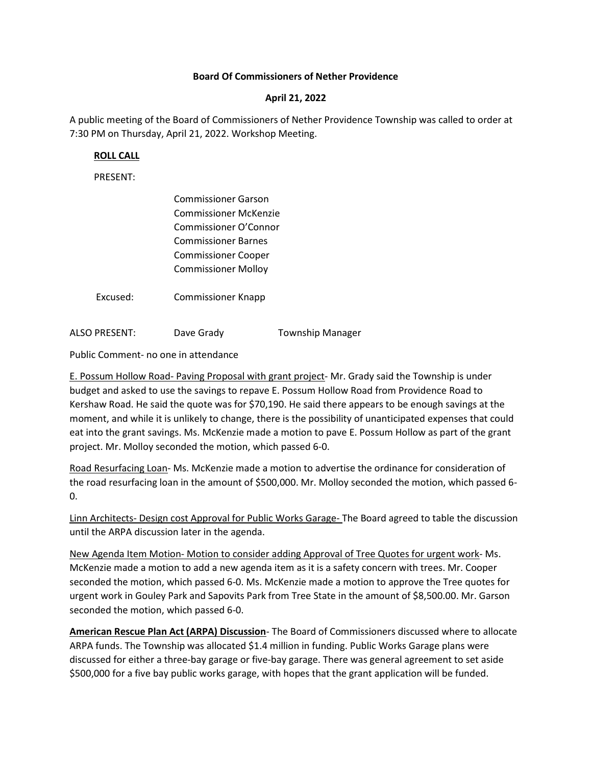**Board Of Commissioners of Nether Providence**

**April 21, 2022**

A public meeting of the Board of Commissioners of Nether Providence Township was called to order at 7:30 PM on Thursday, April 21, 2022. Workshop Meeting.

**ROLL CALL**

PRESENT:

Commissioner Garson
Commissioner McKenzie
Commissioner O'Connor
Commissioner Barnes
Commissioner Cooper
Commissioner Molloy

Excused: Commissioner Knapp

ALSO PRESENT: Dave Grady Township Manager

Public Comment- no one in attendance

E. Possum Hollow Road- Paving Proposal with grant project- Mr. Grady said the Township is under budget and asked to use the savings to repave E. Possum Hollow Road from Providence Road to Kershaw Road. He said the quote was for $70,190. He said there appears to be enough savings at the moment, and while it is unlikely to change, there is the possibility of unanticipated expenses that could eat into the grant savings. Ms. McKenzie made a motion to pave E. Possum Hollow as part of the grant project. Mr. Molloy seconded the motion, which passed 6-0.

Road Resurfacing Loan- Ms. McKenzie made a motion to advertise the ordinance for consideration of the road resurfacing loan in the amount of $500,000. Mr. Molloy seconded the motion, which passed 6-0.

Linn Architects- Design cost Approval for Public Works Garage- The Board agreed to table the discussion until the ARPA discussion later in the agenda.

New Agenda Item Motion- Motion to consider adding Approval of Tree Quotes for urgent work- Ms. McKenzie made a motion to add a new agenda item as it is a safety concern with trees. Mr. Cooper seconded the motion, which passed 6-0. Ms. McKenzie made a motion to approve the Tree quotes for urgent work in Gouley Park and Sapovits Park from Tree State in the amount of $8,500.00. Mr. Garson seconded the motion, which passed 6-0.

**American Rescue Plan Act (ARPA) Discussion**- The Board of Commissioners discussed where to allocate ARPA funds. The Township was allocated $1.4 million in funding. Public Works Garage plans were discussed for either a three-bay garage or five-bay garage. There was general agreement to set aside $500,000 for a five bay public works garage, with hopes that the grant application will be funded.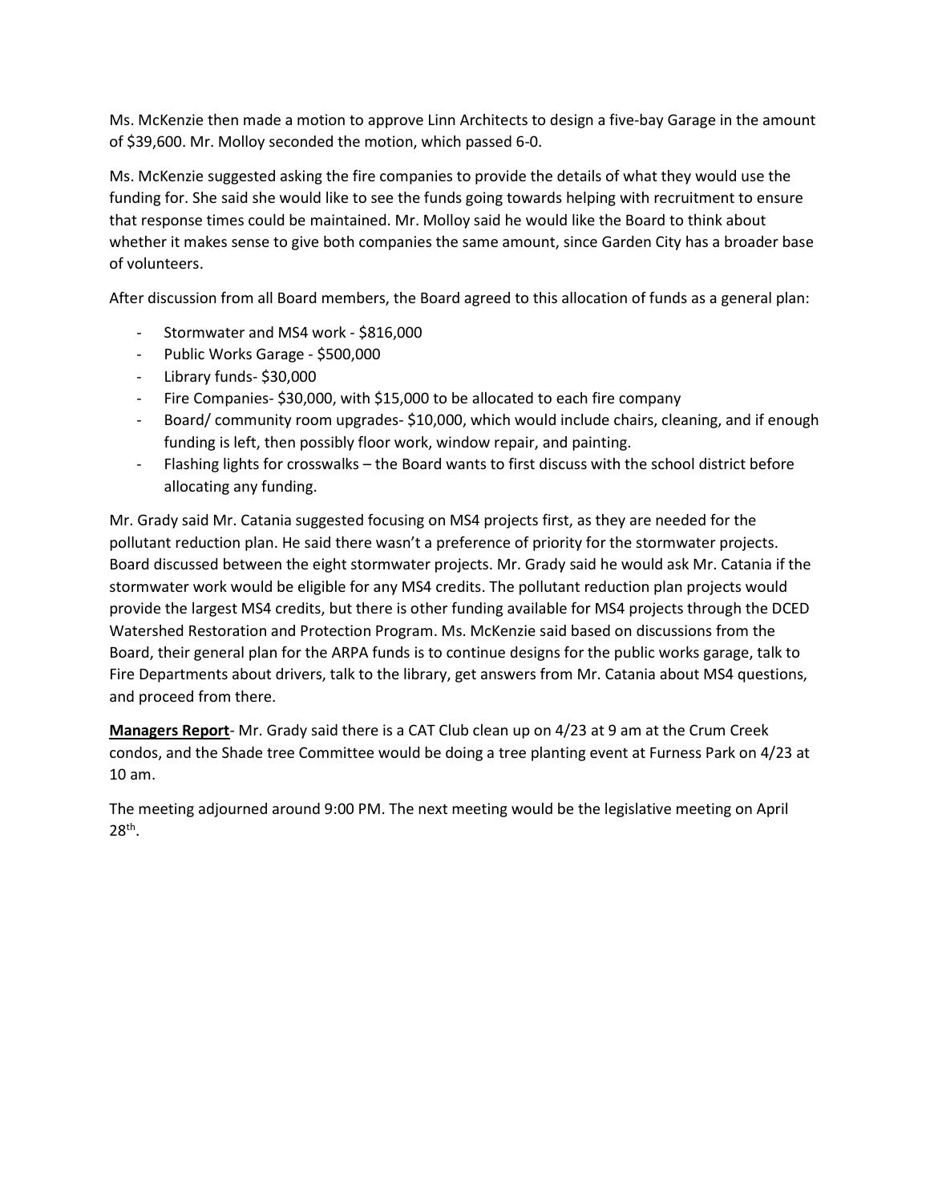Ms. McKenzie then made a motion to approve Linn Architects to design a five-bay Garage in the amount of $39,600. Mr. Molloy seconded the motion, which passed 6-0.

Ms. McKenzie suggested asking the fire companies to provide the details of what they would use the funding for. She said she would like to see the funds going towards helping with recruitment to ensure that response times could be maintained. Mr. Molloy said he would like the Board to think about whether it makes sense to give both companies the same amount, since Garden City has a broader base of volunteers.

After discussion from all Board members, the Board agreed to this allocation of funds as a general plan:

- Stormwater and MS4 work - $816,000
- Public Works Garage - $500,000
- Library funds- $30,000
- Fire Companies- $30,000, with $15,000 to be allocated to each fire company
- Board/ community room upgrades- $10,000, which would include chairs, cleaning, and if enough funding is left, then possibly floor work, window repair, and painting.
- Flashing lights for crosswalks – the Board wants to first discuss with the school district before allocating any funding.

Mr. Grady said Mr. Catania suggested focusing on MS4 projects first, as they are needed for the pollutant reduction plan. He said there wasn't a preference of priority for the stormwater projects. Board discussed between the eight stormwater projects. Mr. Grady said he would ask Mr. Catania if the stormwater work would be eligible for any MS4 credits. The pollutant reduction plan projects would provide the largest MS4 credits, but there is other funding available for MS4 projects through the DCED Watershed Restoration and Protection Program. Ms. McKenzie said based on discussions from the Board, their general plan for the ARPA funds is to continue designs for the public works garage, talk to Fire Departments about drivers, talk to the library, get answers from Mr. Catania about MS4 questions, and proceed from there.

**Managers Report**- Mr. Grady said there is a CAT Club clean up on 4/23 at 9 am at the Crum Creek condos, and the Shade tree Committee would be doing a tree planting event at Furness Park on 4/23 at 10 am.

The meeting adjourned around 9:00 PM. The next meeting would be the legislative meeting on April 28th.